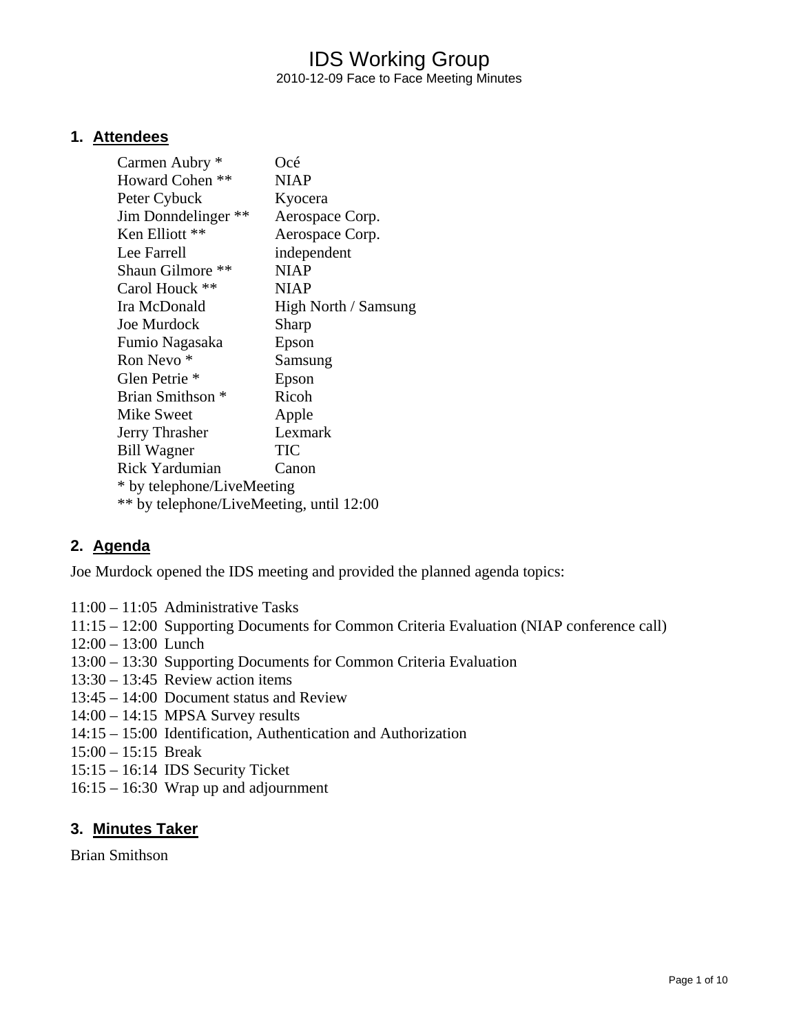# IDS Working Group

2010-12-09 Face to Face Meeting Minutes

## 1. Attendees

| | |
|---|---|
| Carmen Aubry * | Océ |
| Howard Cohen ** | NIAP |
| Peter Cybuck | Kyocera |
| Jim Donndelinger ** | Aerospace Corp. |
| Ken Elliott ** | Aerospace Corp. |
| Lee Farrell | independent |
| Shaun Gilmore ** | NIAP |
| Carol Houck ** | NIAP |
| Ira McDonald | High North / Samsung |
| Joe Murdock | Sharp |
| Fumio Nagasaka | Epson |
| Ron Nevo * | Samsung |
| Glen Petrie * | Epson |
| Brian Smithson * | Ricoh |
| Mike Sweet | Apple |
| Jerry Thrasher | Lexmark |
| Bill Wagner | TIC |
| Rick Yardumian | Canon |

* by telephone/LiveMeeting

** by telephone/LiveMeeting, until 12:00

## 2. Agenda

Joe Murdock opened the IDS meeting and provided the planned agenda topics:

11:00 – 11:05 Administrative Tasks
11:15 – 12:00 Supporting Documents for Common Criteria Evaluation (NIAP conference call)
12:00 – 13:00 Lunch
13:00 – 13:30 Supporting Documents for Common Criteria Evaluation
13:30 – 13:45 Review action items
13:45 – 14:00 Document status and Review
14:00 – 14:15 MPSA Survey results
14:15 – 15:00 Identification, Authentication and Authorization
15:00 – 15:15 Break
15:15 – 16:14 IDS Security Ticket
16:15 – 16:30 Wrap up and adjournment

## 3. Minutes Taker

Brian Smithson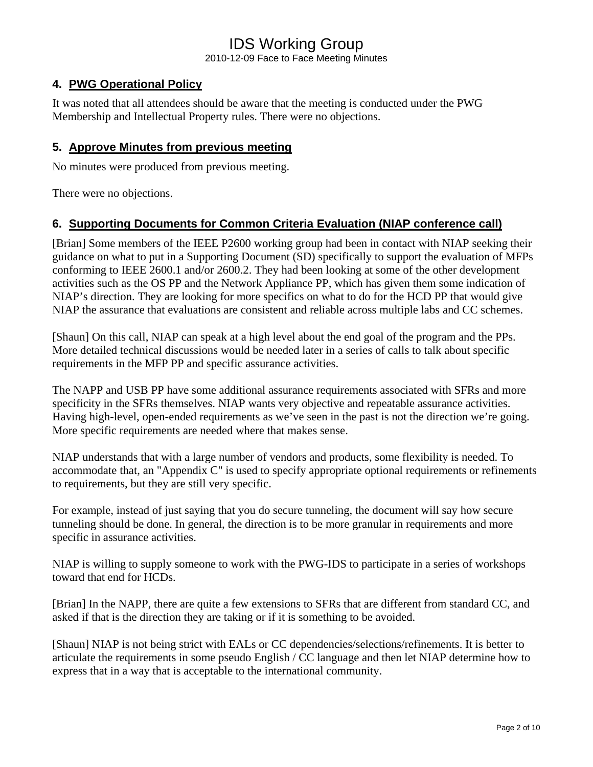## 4. PWG Operational Policy

It was noted that all attendees should be aware that the meeting is conducted under the PWG Membership and Intellectual Property rules. There were no objections.

## 5. Approve Minutes from previous meeting

No minutes were produced from previous meeting.

There were no objections.

## 6. Supporting Documents for Common Criteria Evaluation (NIAP conference call)

[Brian] Some members of the IEEE P2600 working group had been in contact with NIAP seeking their guidance on what to put in a Supporting Document (SD) specifically to support the evaluation of MFPs conforming to IEEE 2600.1 and/or 2600.2. They had been looking at some of the other development activities such as the OS PP and the Network Appliance PP, which has given them some indication of NIAP's direction. They are looking for more specifics on what to do for the HCD PP that would give NIAP the assurance that evaluations are consistent and reliable across multiple labs and CC schemes.

[Shaun] On this call, NIAP can speak at a high level about the end goal of the program and the PPs. More detailed technical discussions would be needed later in a series of calls to talk about specific requirements in the MFP PP and specific assurance activities.

The NAPP and USB PP have some additional assurance requirements associated with SFRs and more specificity in the SFRs themselves. NIAP wants very objective and repeatable assurance activities. Having high-level, open-ended requirements as we've seen in the past is not the direction we're going. More specific requirements are needed where that makes sense.

NIAP understands that with a large number of vendors and products, some flexibility is needed. To accommodate that, an "Appendix C" is used to specify appropriate optional requirements or refinements to requirements, but they are still very specific.

For example, instead of just saying that you do secure tunneling, the document will say how secure tunneling should be done. In general, the direction is to be more granular in requirements and more specific in assurance activities.

NIAP is willing to supply someone to work with the PWG-IDS to participate in a series of workshops toward that end for HCDs.

[Brian] In the NAPP, there are quite a few extensions to SFRs that are different from standard CC, and asked if that is the direction they are taking or if it is something to be avoided.

[Shaun] NIAP is not being strict with EALs or CC dependencies/selections/refinements. It is better to articulate the requirements in some pseudo English / CC language and then let NIAP determine how to express that in a way that is acceptable to the international community.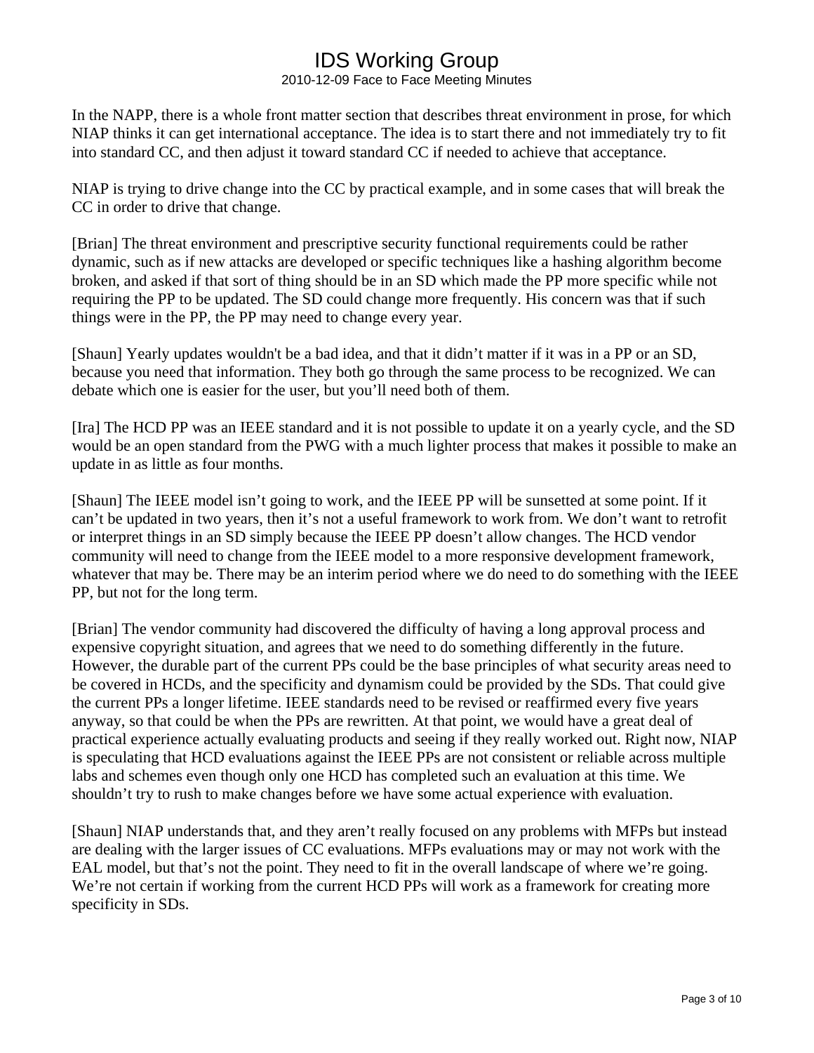In the NAPP, there is a whole front matter section that describes threat environment in prose, for which NIAP thinks it can get international acceptance. The idea is to start there and not immediately try to fit into standard CC, and then adjust it toward standard CC if needed to achieve that acceptance.

NIAP is trying to drive change into the CC by practical example, and in some cases that will break the CC in order to drive that change.

[Brian] The threat environment and prescriptive security functional requirements could be rather dynamic, such as if new attacks are developed or specific techniques like a hashing algorithm become broken, and asked if that sort of thing should be in an SD which made the PP more specific while not requiring the PP to be updated. The SD could change more frequently. His concern was that if such things were in the PP, the PP may need to change every year.

[Shaun] Yearly updates wouldn't be a bad idea, and that it didn't matter if it was in a PP or an SD, because you need that information. They both go through the same process to be recognized. We can debate which one is easier for the user, but you'll need both of them.

[Ira] The HCD PP was an IEEE standard and it is not possible to update it on a yearly cycle, and the SD would be an open standard from the PWG with a much lighter process that makes it possible to make an update in as little as four months.

[Shaun] The IEEE model isn't going to work, and the IEEE PP will be sunsetted at some point. If it can't be updated in two years, then it's not a useful framework to work from. We don't want to retrofit or interpret things in an SD simply because the IEEE PP doesn't allow changes. The HCD vendor community will need to change from the IEEE model to a more responsive development framework, whatever that may be. There may be an interim period where we do need to do something with the IEEE PP, but not for the long term.

[Brian] The vendor community had discovered the difficulty of having a long approval process and expensive copyright situation, and agrees that we need to do something differently in the future. However, the durable part of the current PPs could be the base principles of what security areas need to be covered in HCDs, and the specificity and dynamism could be provided by the SDs. That could give the current PPs a longer lifetime. IEEE standards need to be revised or reaffirmed every five years anyway, so that could be when the PPs are rewritten. At that point, we would have a great deal of practical experience actually evaluating products and seeing if they really worked out. Right now, NIAP is speculating that HCD evaluations against the IEEE PPs are not consistent or reliable across multiple labs and schemes even though only one HCD has completed such an evaluation at this time. We shouldn't try to rush to make changes before we have some actual experience with evaluation.

[Shaun] NIAP understands that, and they aren't really focused on any problems with MFPs but instead are dealing with the larger issues of CC evaluations. MFPs evaluations may or may not work with the EAL model, but that's not the point. They need to fit in the overall landscape of where we're going. We're not certain if working from the current HCD PPs will work as a framework for creating more specificity in SDs.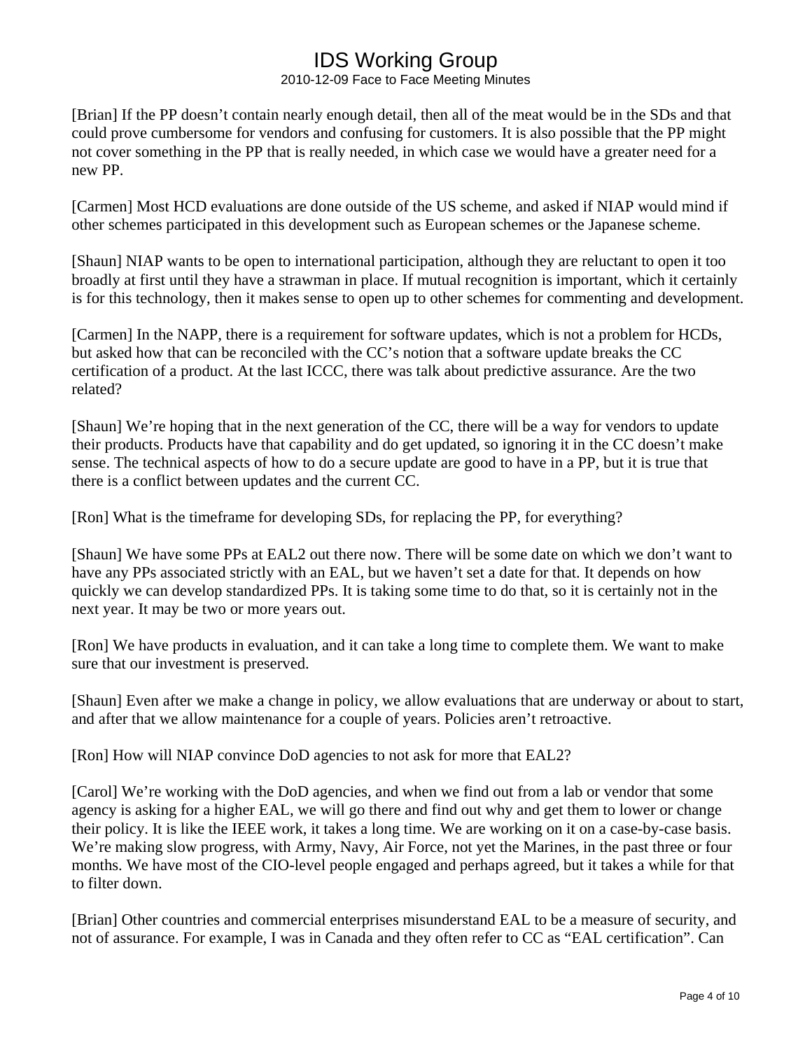[Brian] If the PP doesn't contain nearly enough detail, then all of the meat would be in the SDs and that could prove cumbersome for vendors and confusing for customers. It is also possible that the PP might not cover something in the PP that is really needed, in which case we would have a greater need for a new PP.

[Carmen] Most HCD evaluations are done outside of the US scheme, and asked if NIAP would mind if other schemes participated in this development such as European schemes or the Japanese scheme.

[Shaun] NIAP wants to be open to international participation, although they are reluctant to open it too broadly at first until they have a strawman in place. If mutual recognition is important, which it certainly is for this technology, then it makes sense to open up to other schemes for commenting and development.

[Carmen] In the NAPP, there is a requirement for software updates, which is not a problem for HCDs, but asked how that can be reconciled with the CC's notion that a software update breaks the CC certification of a product. At the last ICCC, there was talk about predictive assurance. Are the two related?

[Shaun] We're hoping that in the next generation of the CC, there will be a way for vendors to update their products. Products have that capability and do get updated, so ignoring it in the CC doesn't make sense. The technical aspects of how to do a secure update are good to have in a PP, but it is true that there is a conflict between updates and the current CC.

[Ron] What is the timeframe for developing SDs, for replacing the PP, for everything?

[Shaun] We have some PPs at EAL2 out there now. There will be some date on which we don't want to have any PPs associated strictly with an EAL, but we haven't set a date for that. It depends on how quickly we can develop standardized PPs. It is taking some time to do that, so it is certainly not in the next year. It may be two or more years out.

[Ron] We have products in evaluation, and it can take a long time to complete them. We want to make sure that our investment is preserved.

[Shaun] Even after we make a change in policy, we allow evaluations that are underway or about to start, and after that we allow maintenance for a couple of years. Policies aren't retroactive.

[Ron] How will NIAP convince DoD agencies to not ask for more that EAL2?

[Carol] We're working with the DoD agencies, and when we find out from a lab or vendor that some agency is asking for a higher EAL, we will go there and find out why and get them to lower or change their policy. It is like the IEEE work, it takes a long time. We are working on it on a case-by-case basis. We're making slow progress, with Army, Navy, Air Force, not yet the Marines, in the past three or four months. We have most of the CIO-level people engaged and perhaps agreed, but it takes a while for that to filter down.

[Brian] Other countries and commercial enterprises misunderstand EAL to be a measure of security, and not of assurance. For example, I was in Canada and they often refer to CC as "EAL certification". Can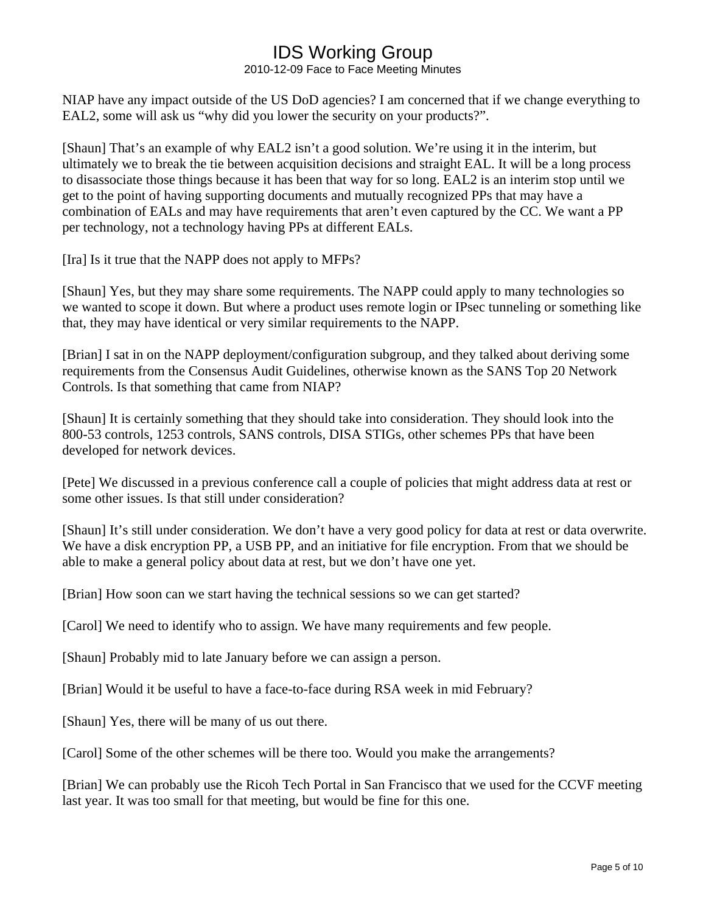NIAP have any impact outside of the US DoD agencies? I am concerned that if we change everything to EAL2, some will ask us "why did you lower the security on your products?".

[Shaun] That's an example of why EAL2 isn't a good solution. We're using it in the interim, but ultimately we to break the tie between acquisition decisions and straight EAL. It will be a long process to disassociate those things because it has been that way for so long. EAL2 is an interim stop until we get to the point of having supporting documents and mutually recognized PPs that may have a combination of EALs and may have requirements that aren't even captured by the CC. We want a PP per technology, not a technology having PPs at different EALs.

[Ira] Is it true that the NAPP does not apply to MFPs?

[Shaun] Yes, but they may share some requirements. The NAPP could apply to many technologies so we wanted to scope it down. But where a product uses remote login or IPsec tunneling or something like that, they may have identical or very similar requirements to the NAPP.

[Brian] I sat in on the NAPP deployment/configuration subgroup, and they talked about deriving some requirements from the Consensus Audit Guidelines, otherwise known as the SANS Top 20 Network Controls. Is that something that came from NIAP?

[Shaun] It is certainly something that they should take into consideration. They should look into the 800-53 controls, 1253 controls, SANS controls, DISA STIGs, other schemes PPs that have been developed for network devices.

[Pete] We discussed in a previous conference call a couple of policies that might address data at rest or some other issues. Is that still under consideration?

[Shaun] It's still under consideration. We don't have a very good policy for data at rest or data overwrite. We have a disk encryption PP, a USB PP, and an initiative for file encryption. From that we should be able to make a general policy about data at rest, but we don't have one yet.

[Brian] How soon can we start having the technical sessions so we can get started?

[Carol] We need to identify who to assign. We have many requirements and few people.

[Shaun] Probably mid to late January before we can assign a person.

[Brian] Would it be useful to have a face-to-face during RSA week in mid February?

[Shaun] Yes, there will be many of us out there.

[Carol] Some of the other schemes will be there too. Would you make the arrangements?

[Brian] We can probably use the Ricoh Tech Portal in San Francisco that we used for the CCVF meeting last year. It was too small for that meeting, but would be fine for this one.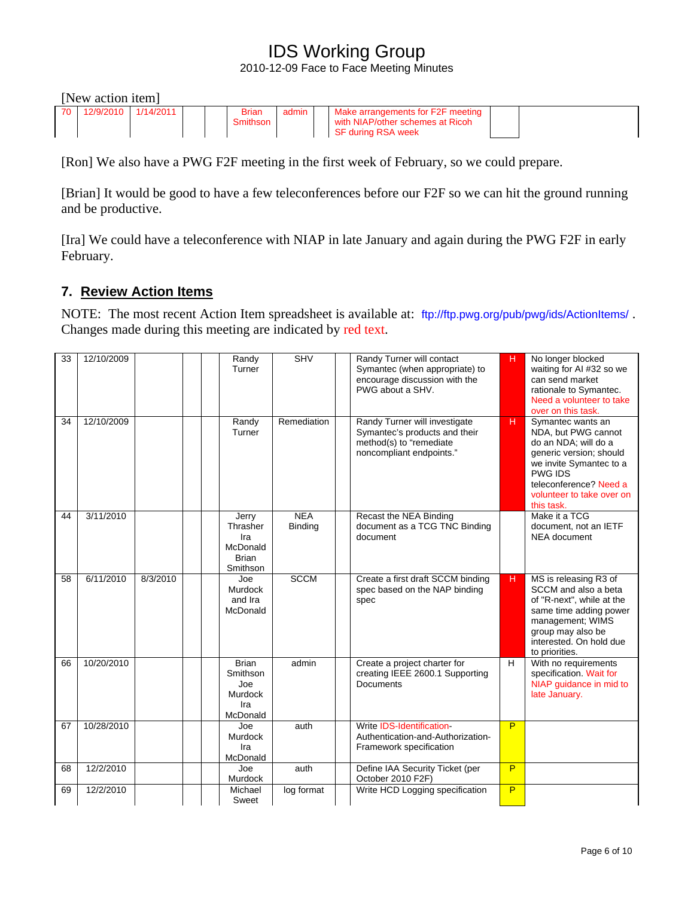[New action item]

| 70 | 12/9/2010 | 1/14/2011 | | | Brian Smithson | admin | | Make arrangements for F2F meeting with NIAP/other schemes at Ricoh SF during RSA week | | |
|---|---|---|---|---|---|---|---|---|---|---|

[Ron] We also have a PWG F2F meeting in the first week of February, so we could prepare.

[Brian] It would be good to have a few teleconferences before our F2F so we can hit the ground running and be productive.

[Ira] We could have a teleconference with NIAP in late January and again during the PWG F2F in early February.

## 7. Review Action Items

NOTE: The most recent Action Item spreadsheet is available at: ftp://ftp.pwg.org/pub/pwg/ids/ActionItems/ . Changes made during this meeting are indicated by red text.

| 33 | 12/10/2009 | | | | Randy Turner | SHV | | Randy Turner will contact Symantec (when appropriate) to encourage discussion with the PWG about a SHV. | H | No longer blocked waiting for AI #32 so we can send market rationale to Symantec. Need a volunteer to take over on this task. |
|---|---|---|---|---|---|---|---|---|---|---|
| 34 | 12/10/2009 | | | | Randy Turner | Remediation | | Randy Turner will investigate Symantec's products and their method(s) to "remediate noncompliant endpoints." | H | Symantec wants an NDA, but PWG cannot do an NDA; will do a generic version; should we invite Symantec to a PWG IDS teleconference? Need a volunteer to take over on this task. |
| 44 | 3/11/2010 | | | | Jerry Thrasher Ira McDonald Brian Smithson | NEA Binding | | Recast the NEA Binding document as a TCG TNC Binding document | | Make it a TCG document, not an IETF NEA document |
| 58 | 6/11/2010 | 8/3/2010 | | | Joe Murdock and Ira McDonald | SCCM | | Create a first draft SCCM binding spec based on the NAP binding spec | H | MS is releasing R3 of SCCM and also a beta of "R-next", while at the same time adding power management; WIMS group may also be interested. On hold due to priorities. |
| 66 | 10/20/2010 | | | | Brian Smithson Joe Murdock Ira McDonald | admin | | Create a project charter for creating IEEE 2600.1 Supporting Documents | H | With no requirements specification. Wait for NIAP guidance in mid to late January. |
| 67 | 10/28/2010 | | | | Joe Murdock Ira McDonald | auth | | Write IDS-Identification-Authentication-and-Authorization-Framework specification | P | |
| 68 | 12/2/2010 | | | | Joe Murdock | auth | | Define IAA Security Ticket (per October 2010 F2F) | P | |
| 69 | 12/2/2010 | | | | Michael Sweet | log format | | Write HCD Logging specification | P | |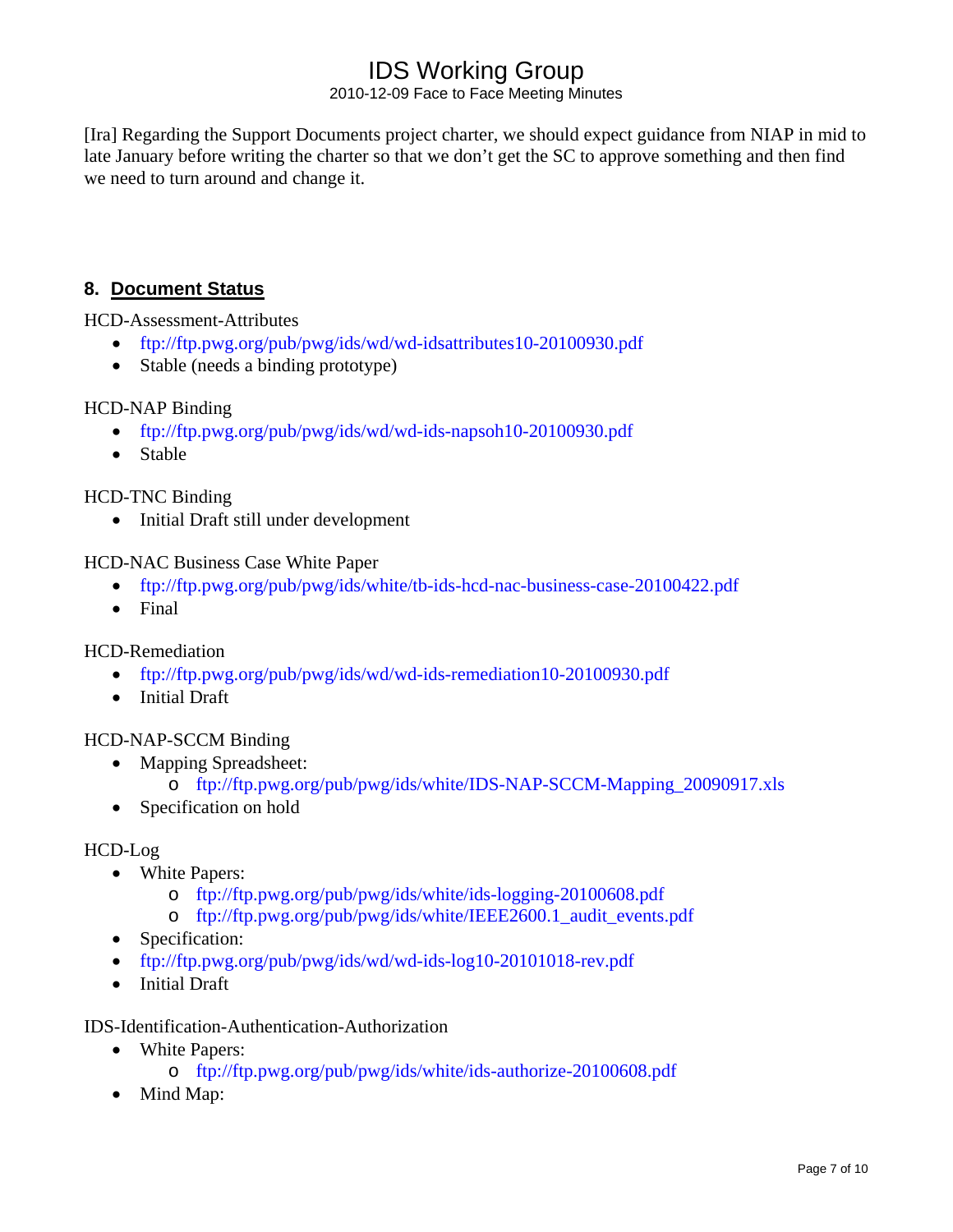[Ira] Regarding the Support Documents project charter, we should expect guidance from NIAP in mid to late January before writing the charter so that we don't get the SC to approve something and then find we need to turn around and change it.

## 8. Document Status

HCD-Assessment-Attributes

- ftp://ftp.pwg.org/pub/pwg/ids/wd/wd-idsattributes10-20100930.pdf
- Stable (needs a binding prototype)

HCD-NAP Binding

- ftp://ftp.pwg.org/pub/pwg/ids/wd/wd-ids-napsoh10-20100930.pdf
- Stable

HCD-TNC Binding

- Initial Draft still under development

HCD-NAC Business Case White Paper

- ftp://ftp.pwg.org/pub/pwg/ids/white/tb-ids-hcd-nac-business-case-20100422.pdf
- Final

HCD-Remediation

- ftp://ftp.pwg.org/pub/pwg/ids/wd/wd-ids-remediation10-20100930.pdf
- Initial Draft

HCD-NAP-SCCM Binding

- Mapping Spreadsheet:
  - ftp://ftp.pwg.org/pub/pwg/ids/white/IDS-NAP-SCCM-Mapping_20090917.xls
- Specification on hold

HCD-Log

- White Papers:
  - ftp://ftp.pwg.org/pub/pwg/ids/white/ids-logging-20100608.pdf
  - ftp://ftp.pwg.org/pub/pwg/ids/white/IEEE2600.1_audit_events.pdf
- Specification:
- ftp://ftp.pwg.org/pub/pwg/ids/wd/wd-ids-log10-20101018-rev.pdf
- Initial Draft

IDS-Identification-Authentication-Authorization

- White Papers:
  - ftp://ftp.pwg.org/pub/pwg/ids/white/ids-authorize-20100608.pdf
- Mind Map: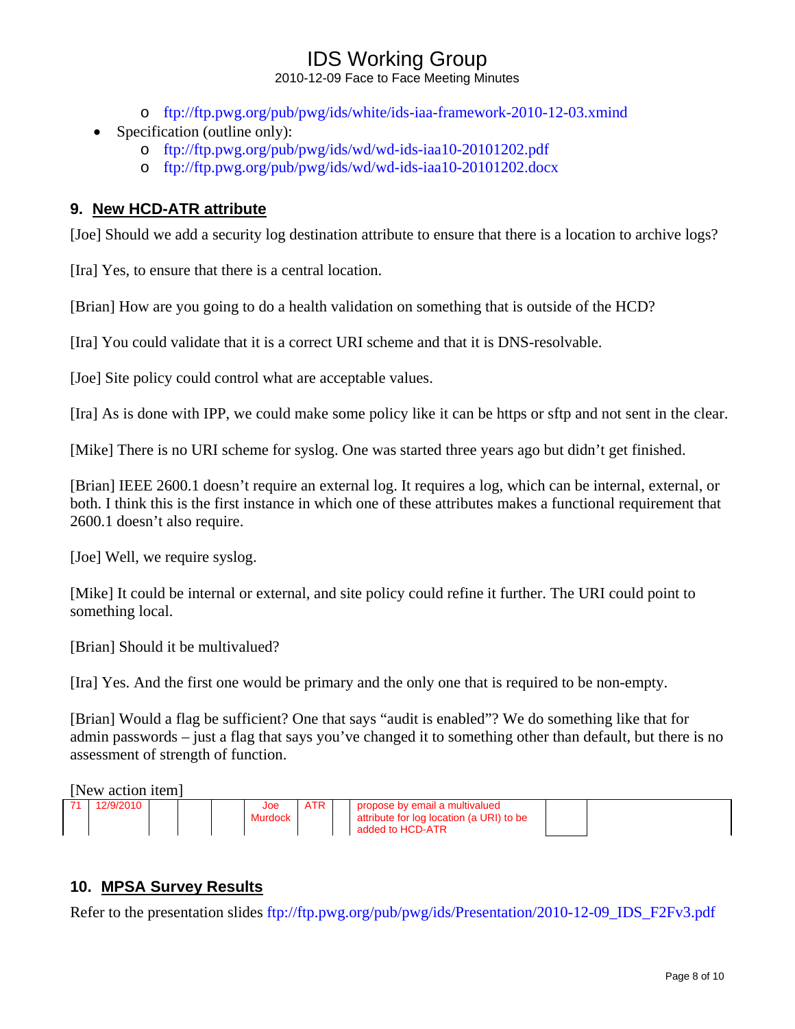- ftp://ftp.pwg.org/pub/pwg/ids/white/ids-iaa-framework-2010-12-03.xmind
- Specification (outline only):
  - ftp://ftp.pwg.org/pub/pwg/ids/wd/wd-ids-iaa10-20101202.pdf
  - ftp://ftp.pwg.org/pub/pwg/ids/wd/wd-ids-iaa10-20101202.docx

## 9. New HCD-ATR attribute

[Joe] Should we add a security log destination attribute to ensure that there is a location to archive logs?

[Ira] Yes, to ensure that there is a central location.

[Brian] How are you going to do a health validation on something that is outside of the HCD?

[Ira] You could validate that it is a correct URI scheme and that it is DNS-resolvable.

[Joe] Site policy could control what are acceptable values.

[Ira] As is done with IPP, we could make some policy like it can be https or sftp and not sent in the clear.

[Mike] There is no URI scheme for syslog. One was started three years ago but didn't get finished.

[Brian] IEEE 2600.1 doesn't require an external log. It requires a log, which can be internal, external, or both. I think this is the first instance in which one of these attributes makes a functional requirement that 2600.1 doesn't also require.

[Joe] Well, we require syslog.

[Mike] It could be internal or external, and site policy could refine it further. The URI could point to something local.

[Brian] Should it be multivalued?

[Ira] Yes. And the first one would be primary and the only one that is required to be non-empty.

[Brian] Would a flag be sufficient? One that says "audit is enabled"? We do something like that for admin passwords – just a flag that says you've changed it to something other than default, but there is no assessment of strength of function.

[New action item]

| 71 | 12/9/2010 | | | | Joe Murdock | ATR | | propose by email a multivalued attribute for log location (a URI) to be added to HCD-ATR | | |
|---|---|---|---|---|---|---|---|---|---|---|

## 10. MPSA Survey Results

Refer to the presentation slides ftp://ftp.pwg.org/pub/pwg/ids/Presentation/2010-12-09_IDS_F2Fv3.pdf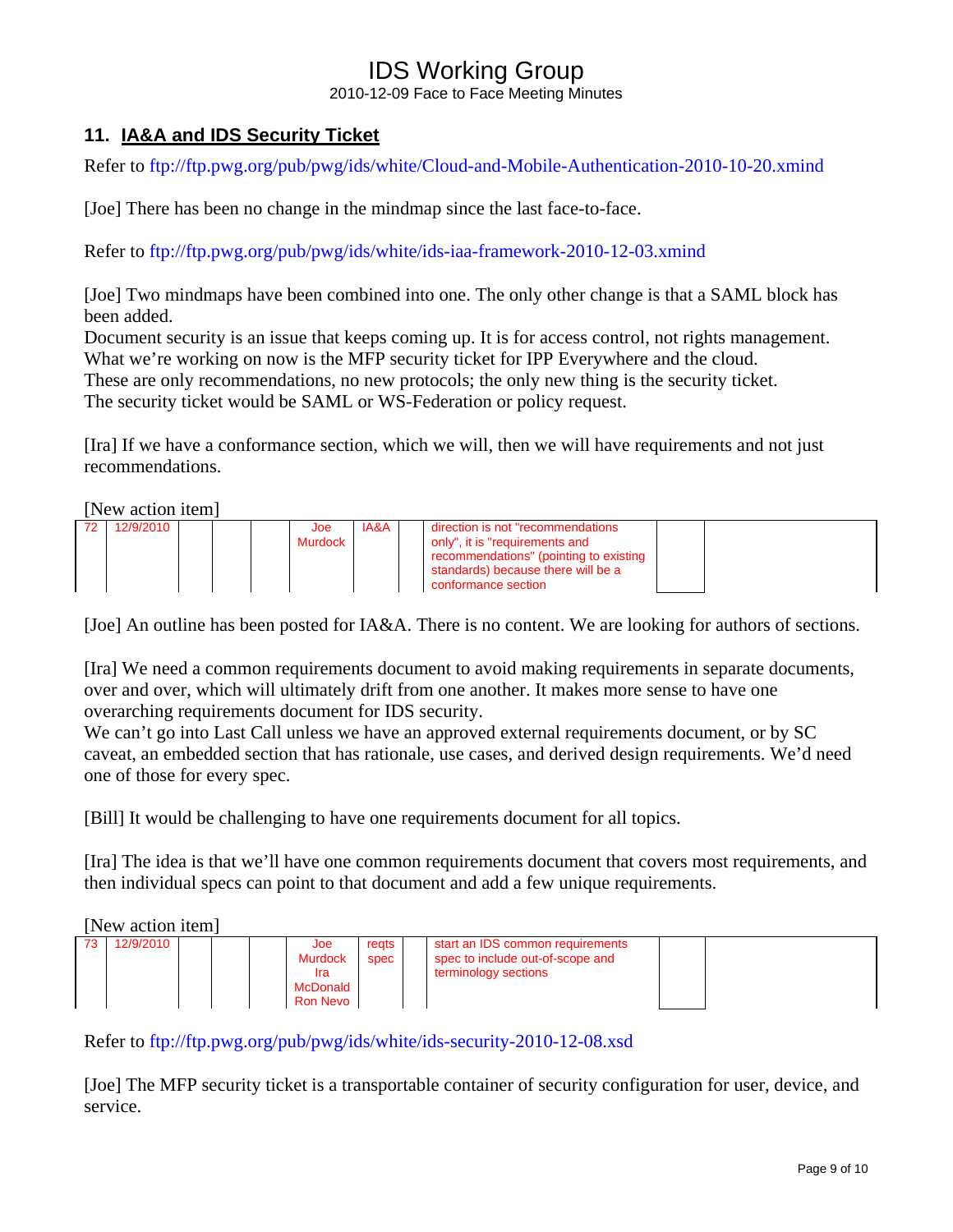## 11. IA&A and IDS Security Ticket

Refer to ftp://ftp.pwg.org/pub/pwg/ids/white/Cloud-and-Mobile-Authentication-2010-10-20.xmind

[Joe] There has been no change in the mindmap since the last face-to-face.

Refer to ftp://ftp.pwg.org/pub/pwg/ids/white/ids-iaa-framework-2010-12-03.xmind

[Joe] Two mindmaps have been combined into one. The only other change is that a SAML block has been added.
Document security is an issue that keeps coming up. It is for access control, not rights management.
What we're working on now is the MFP security ticket for IPP Everywhere and the cloud.
These are only recommendations, no new protocols; the only new thing is the security ticket.
The security ticket would be SAML or WS-Federation or policy request.

[Ira] If we have a conformance section, which we will, then we will have requirements and not just recommendations.

[New action item]

| | | | | | | | | | | |
|---|---|---|---|---|---|---|---|---|---|---|
| 72 | 12/9/2010 | | | | Joe Murdock | IA&A | | direction is not "recommendations only", it is "requirements and recommendations" (pointing to existing standards) because there will be a conformance section | | |

[Joe] An outline has been posted for IA&A. There is no content. We are looking for authors of sections.

[Ira] We need a common requirements document to avoid making requirements in separate documents, over and over, which will ultimately drift from one another. It makes more sense to have one overarching requirements document for IDS security.
We can't go into Last Call unless we have an approved external requirements document, or by SC caveat, an embedded section that has rationale, use cases, and derived design requirements. We'd need one of those for every spec.

[Bill] It would be challenging to have one requirements document for all topics.

[Ira] The idea is that we'll have one common requirements document that covers most requirements, and then individual specs can point to that document and add a few unique requirements.

[New action item]

| | | | | | | | | | | |
|---|---|---|---|---|---|---|---|---|---|---|
| 73 | 12/9/2010 | | | | Joe Murdock Ira McDonald Ron Nevo | reqts spec | | start an IDS common requirements spec to include out-of-scope and terminology sections | | |

Refer to ftp://ftp.pwg.org/pub/pwg/ids/white/ids-security-2010-12-08.xsd

[Joe] The MFP security ticket is a transportable container of security configuration for user, device, and service.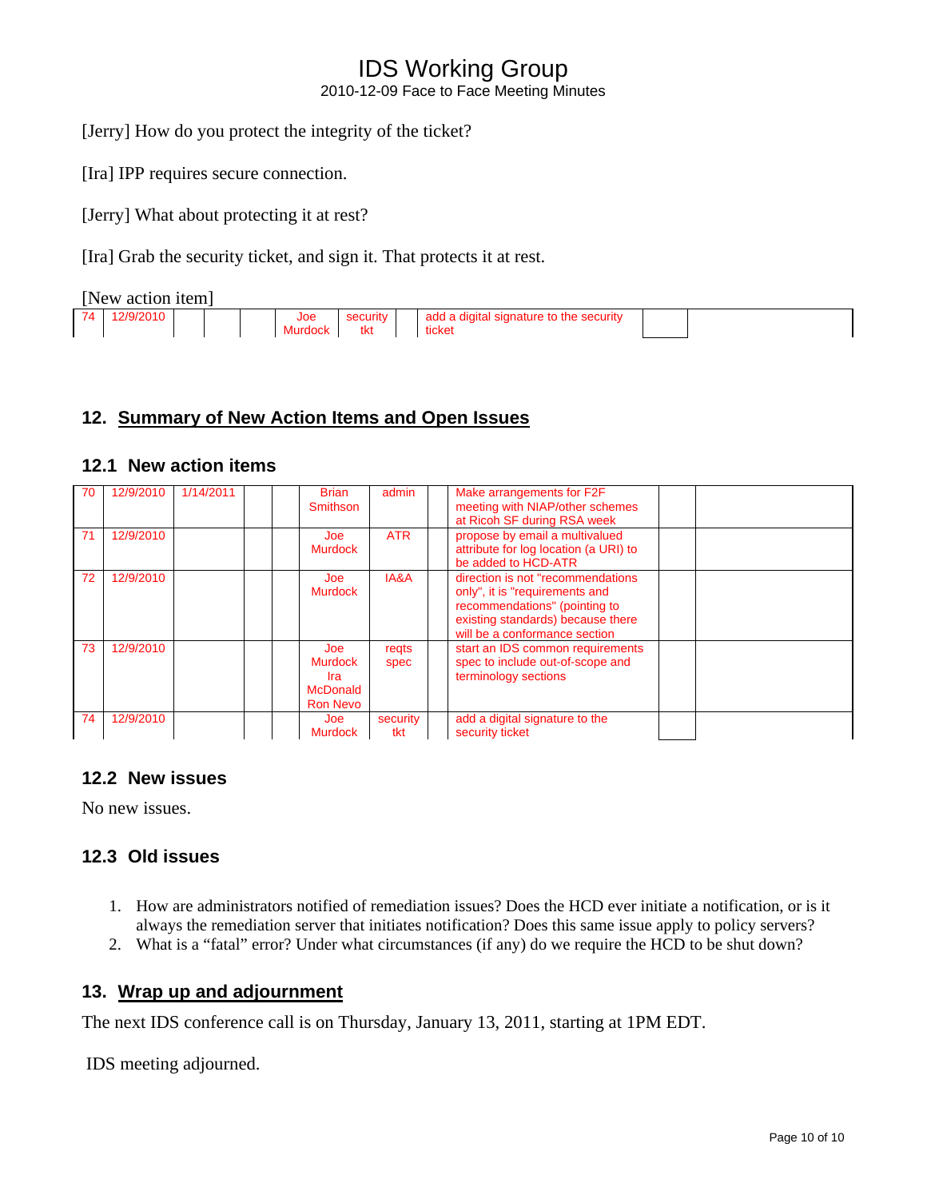[Jerry] How do you protect the integrity of the ticket?

[Ira] IPP requires secure connection.

[Jerry] What about protecting it at rest?

[Ira] Grab the security ticket, and sign it. That protects it at rest.

[New action item]

| | | | | | | | | | | |
|---|---|---|---|---|---|---|---|---|---|---|
| 74 | 12/9/2010 | | | | Joe Murdock | security tkt | | add a digital signature to the security ticket | | |

## 12. Summary of New Action Items and Open Issues

### 12.1 New action items

| | | | | | | | | | | |
|---|---|---|---|---|---|---|---|---|---|---|
| 70 | 12/9/2010 | 1/14/2011 | | | Brian Smithson | admin | | Make arrangements for F2F meeting with NIAP/other schemes at Ricoh SF during RSA week | | |
| 71 | 12/9/2010 | | | | Joe Murdock | ATR | | propose by email a multivalued attribute for log location (a URI) to be added to HCD-ATR | | |
| 72 | 12/9/2010 | | | | Joe Murdock | IA&A | | direction is not "recommendations only", it is "requirements and recommendations" (pointing to existing standards) because there will be a conformance section | | |
| 73 | 12/9/2010 | | | | Joe Murdock Ira McDonald Ron Nevo | reqts spec | | start an IDS common requirements spec to include out-of-scope and terminology sections | | |
| 74 | 12/9/2010 | | | | Joe Murdock | security tkt | | add a digital signature to the security ticket | | |

### 12.2 New issues

No new issues.

### 12.3 Old issues

1. How are administrators notified of remediation issues? Does the HCD ever initiate a notification, or is it always the remediation server that initiates notification? Does this same issue apply to policy servers?
2. What is a "fatal" error? Under what circumstances (if any) do we require the HCD to be shut down?

## 13. Wrap up and adjournment

The next IDS conference call is on Thursday, January 13, 2011, starting at 1PM EDT.

IDS meeting adjourned.